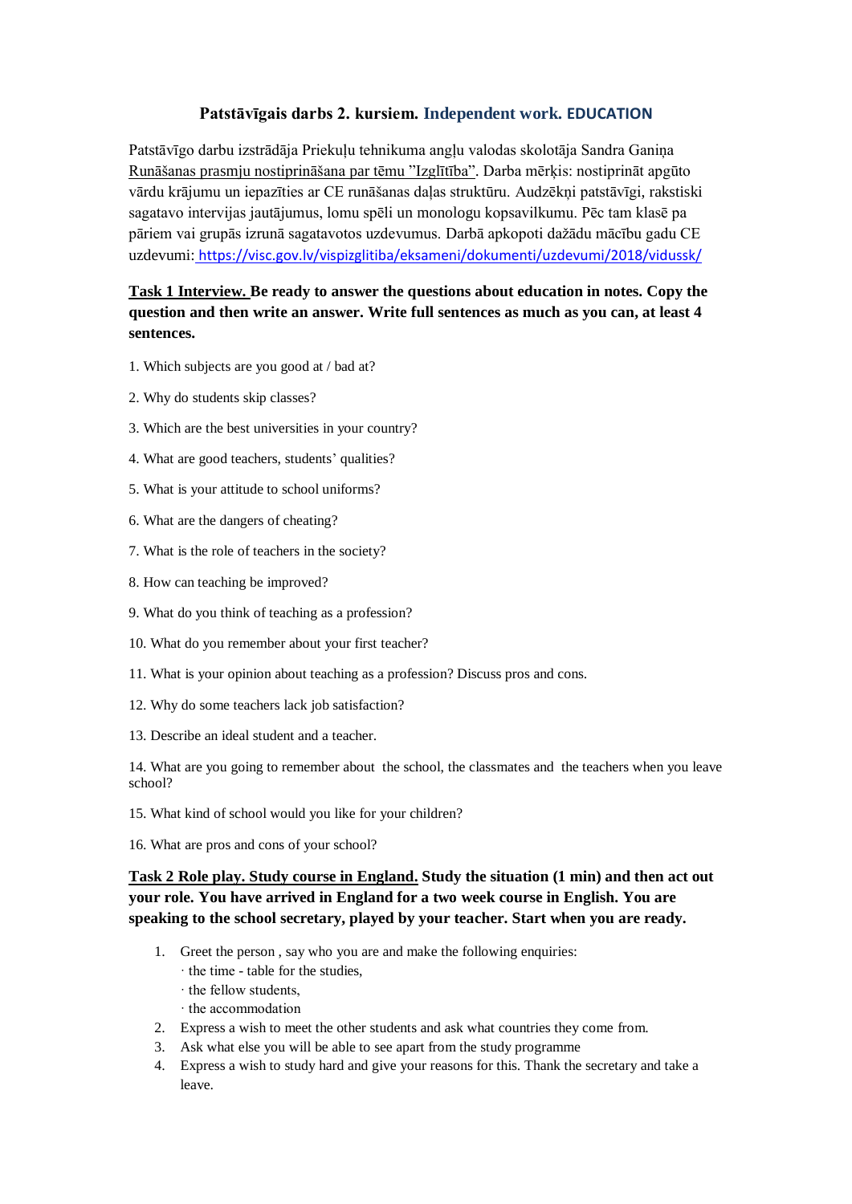# Patstāvīgais darbs 2. kursiem. Independent work. EDUCATION

Patstāvīgo darbu izstrādāja Priekuļu tehnikuma angļu valodas skolotāja Sandra Ganiņa Runāšanas prasmju nostiprināšana par tēmu "Izglītība". Darba mērķis: nostiprināt apgūto vārdu krājumu un iepazīties ar CE runāšanas daļas struktūru. Audzēkņi patstāvīgi, rakstiski sagatavo intervijas jautājumus, lomu spēli un monologu kopsavilkumu. Pēc tam klasē pa pāriem vai grupās izrunā sagatavotos uzdevumus. Darbā apkopoti dažādu mācību gadu CE uzdevumi: https://visc.gov.lv/vispizglitiba/eksameni/dokumenti/uzdevumi/2018/vidussk/

**Task 1 Interview. Be ready to answer the questions about education in notes. Copy the question and then write an answer. Write full sentences as much as you can, at least 4 sentences.**

1. Which subjects are you good at / bad at?
2. Why do students skip classes?
3. Which are the best universities in your country?
4. What are good teachers, students' qualities?
5. What is your attitude to school uniforms?
6. What are the dangers of cheating?
7. What is the role of teachers in the society?
8. How can teaching be improved?
9. What do you think of teaching as a profession?
10. What do you remember about your first teacher?
11. What is your opinion about teaching as a profession? Discuss pros and cons.
12. Why do some teachers lack job satisfaction?
13. Describe an ideal student and a teacher.
14. What are you going to remember about the school, the classmates and the teachers when you leave school?
15. What kind of school would you like for your children?
16. What are pros and cons of your school?

**Task 2 Role play. Study course in England. Study the situation (1 min) and then act out your role. You have arrived in England for a two week course in English. You are speaking to the school secretary, played by your teacher. Start when you are ready.**

1. Greet the person , say who you are and make the following enquiries:
   - the time - table for the studies,
   - the fellow students,
   - the accommodation
2. Express a wish to meet the other students and ask what countries they come from.
3. Ask what else you will be able to see apart from the study programme
4. Express a wish to study hard and give your reasons for this. Thank the secretary and take a leave.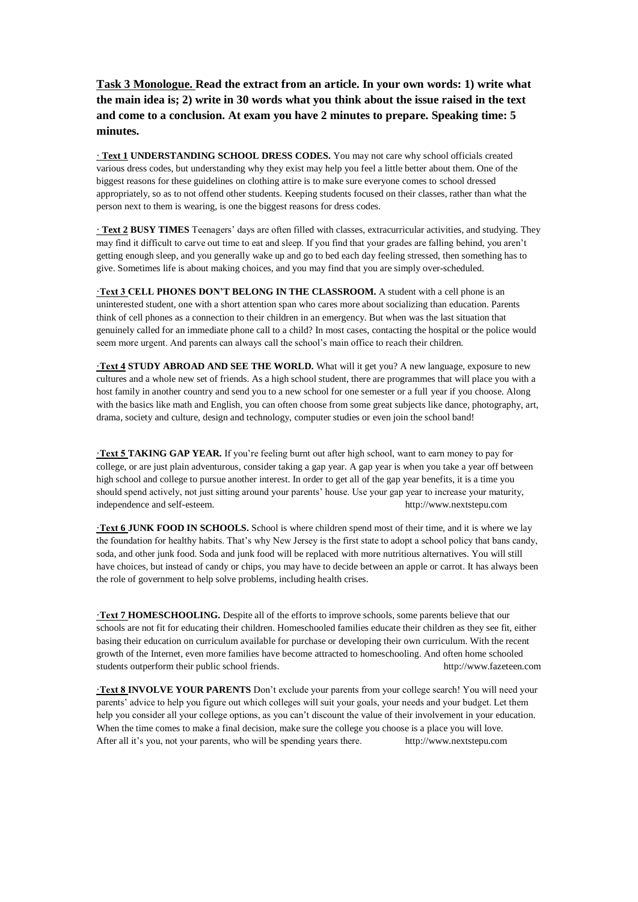**<u>Task 3 Monologue.</u> Read the extract from an article. In your own words: 1) write what the main idea is; 2) write in 30 words what you think about the issue raised in the text and come to a conclusion. At exam you have 2 minutes to prepare. Speaking time: 5 minutes.**

· **<u>Text 1</u> UNDERSTANDING SCHOOL DRESS CODES.** You may not care why school officials created various dress codes, but understanding why they exist may help you feel a little better about them. One of the biggest reasons for these guidelines on clothing attire is to make sure everyone comes to school dressed appropriately, so as to not offend other students. Keeping students focused on their classes, rather than what the person next to them is wearing, is one the biggest reasons for dress codes.

· **<u>Text 2</u> BUSY TIMES** Teenagers' days are often filled with classes, extracurricular activities, and studying. They may find it difficult to carve out time to eat and sleep. If you find that your grades are falling behind, you aren't getting enough sleep, and you generally wake up and go to bed each day feeling stressed, then something has to give. Sometimes life is about making choices, and you may find that you are simply over-scheduled.

·**<u>Text 3</u> CELL PHONES DON'T BELONG IN THE CLASSROOM.** A student with a cell phone is an uninterested student, one with a short attention span who cares more about socializing than education. Parents think of cell phones as a connection to their children in an emergency. But when was the last situation that genuinely called for an immediate phone call to a child? In most cases, contacting the hospital or the police would seem more urgent. And parents can always call the school's main office to reach their children.

·**<u>Text 4</u> STUDY ABROAD AND SEE THE WORLD.** What will it get you? A new language, exposure to new cultures and a whole new set of friends. As a high school student, there are programmes that will place you with a host family in another country and send you to a new school for one semester or a full year if you choose. Along with the basics like math and English, you can often choose from some great subjects like dance, photography, art, drama, society and culture, design and technology, computer studies or even join the school band!

·**<u>Text 5</u> TAKING GAP YEAR.** If you're feeling burnt out after high school, want to earn money to pay for college, or are just plain adventurous, consider taking a gap year. A gap year is when you take a year off between high school and college to pursue another interest. In order to get all of the gap year benefits, it is a time you should spend actively, not just sitting around your parents' house. Use your gap year to increase your maturity, independence and self-esteem. http://www.nextstepu.com

·**<u>Text 6</u> JUNK FOOD IN SCHOOLS.** School is where children spend most of their time, and it is where we lay the foundation for healthy habits. That's why New Jersey is the first state to adopt a school policy that bans candy, soda, and other junk food. Soda and junk food will be replaced with more nutritious alternatives. You will still have choices, but instead of candy or chips, you may have to decide between an apple or carrot. It has always been the role of government to help solve problems, including health crises.

·**<u>Text 7</u> HOMESCHOOLING.** Despite all of the efforts to improve schools, some parents believe that our schools are not fit for educating their children. Homeschooled families educate their children as they see fit, either basing their education on curriculum available for purchase or developing their own curriculum. With the recent growth of the Internet, even more families have become attracted to homeschooling. And often home schooled students outperform their public school friends. http://www.fazeteen.com

·**<u>Text 8</u> INVOLVE YOUR PARENTS** Don't exclude your parents from your college search! You will need your parents' advice to help you figure out which colleges will suit your goals, your needs and your budget. Let them help you consider all your college options, as you can't discount the value of their involvement in your education. When the time comes to make a final decision, make sure the college you choose is a place you will love. After all it's you, not your parents, who will be spending years there. http://www.nextstepu.com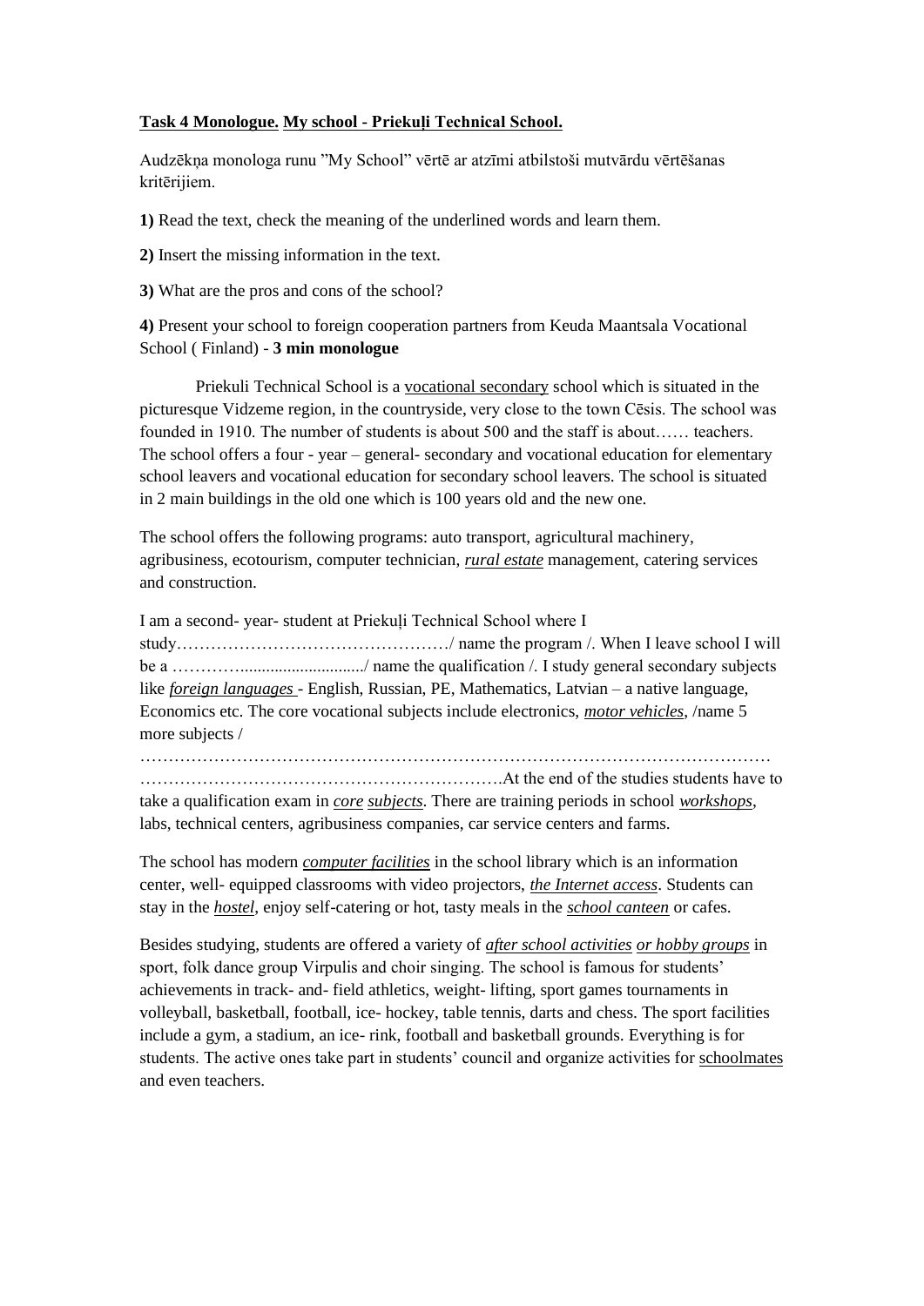**<u>Task 4 Monologue.</u> <u>My school - Priekuļi Technical School.</u>**

Audzēkņa monologa runu "My School" vērtē ar atzīmi atbilstoši mutvārdu vērtēšanas kritērijiem.

**1)** Read the text, check the meaning of the underlined words and learn them.

**2)** Insert the missing information in the text.

**3)** What are the pros and cons of the school?

**4)** Present your school to foreign cooperation partners from Keuda Maantsala Vocational School ( Finland) - **3 min monologue**

Priekuli Technical School is a <u>vocational secondary</u> school which is situated in the picturesque Vidzeme region, in the countryside, very close to the town Cēsis. The school was founded in 1910. The number of students is about 500 and the staff is about…… teachers. The school offers a four - year – general- secondary and vocational education for elementary school leavers and vocational education for secondary school leavers. The school is situated in 2 main buildings in the old one which is 100 years old and the new one.

The school offers the following programs: auto transport, agricultural machinery, agribusiness, ecotourism, computer technician, <u>*rural estate*</u> management, catering services and construction.

I am a second- year- student at Priekuļi Technical School where I study…………………………………………/ name the program /. When I leave school I will be a ………............................/ name the qualification /. I study general secondary subjects like <u>*foreign languages*</u> - English, Russian, PE, Mathematics, Latvian – a native language, Economics etc. The core vocational subjects include electronics, <u>*motor vehicles*</u>, /name 5 more subjects /
…………………………………………………………………………………………………
……………………………………………………….At the end of the studies students have to take a qualification exam in <u>*core*</u> <u>*subjects*</u>. There are training periods in school <u>*workshops*</u>, labs, technical centers, agribusiness companies, car service centers and farms.

The school has modern <u>*computer facilities*</u> in the school library which is an information center, well- equipped classrooms with video projectors, <u>*the Internet access*</u>. Students can stay in the <u>*hostel*</u>, enjoy self-catering or hot, tasty meals in the <u>*school canteen*</u> or cafes.

Besides studying, students are offered a variety of <u>*after school activities*</u> <u>*or hobby groups*</u> in sport, folk dance group Virpulis and choir singing. The school is famous for students' achievements in track- and- field athletics, weight- lifting, sport games tournaments in volleyball, basketball, football, ice- hockey, table tennis, darts and chess. The sport facilities include a gym, a stadium, an ice- rink, football and basketball grounds. Everything is for students. The active ones take part in students' council and organize activities for <u>schoolmates</u> and even teachers.